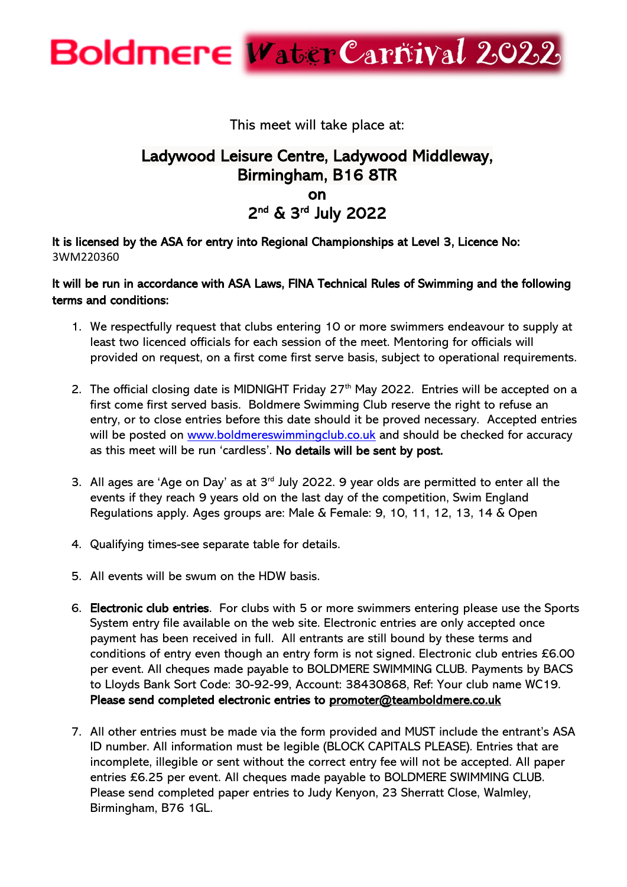# Boldmere Water Carnival 2022

This meet will take place at:

## Ladywood Leisure Centre, Ladywood Middleway, Birmingham, B16 8TR on 2nd & 3rd July 2022

**It is licensed by the ASA for entry into Regional Championships at Level 3, Licence No:** 3WM220360

**It will be run in accordance with ASA Laws, FINA Technical Rules of Swimming and the following terms and conditions:**

1. We respectfully request that clubs entering 10 or more swimmers endeavour to supply at least two licenced officials for each session of the meet. Mentoring for officials will provided on request, on a first come first serve basis, subject to operational requirements.

2. The official closing date is MIDNIGHT Friday 27th May 2022. Entries will be accepted on a first come first served basis. Boldmere Swimming Club reserve the right to refuse an entry, or to close entries before this date should it be proved necessary. Accepted entries will be posted on [www.boldmereswimmingclub.co.uk](http://www.boldmereswimmingclub.co.uk) and should be checked for accuracy as this meet will be run 'cardless'. **No details will be sent by post.**

3. All ages are 'Age on Day' as at 3rd July 2022. 9 year olds are permitted to enter all the events if they reach 9 years old on the last day of the competition, Swim England Regulations apply. Ages groups are: Male & Female: 9, 10, 11, 12, 13, 14 & Open

4. Qualifying times-see separate table for details.

5. All events will be swum on the HDW basis.

6. **Electronic club entries**. For clubs with 5 or more swimmers entering please use the Sports System entry file available on the web site. Electronic entries are only accepted once payment has been received in full. All entrants are still bound by these terms and conditions of entry even though an entry form is not signed. Electronic club entries £6.00 per event. All cheques made payable to BOLDMERE SWIMMING CLUB. Payments by BACS to Lloyds Bank Sort Code: 30-92-99, Account: 38430868, Ref: Your club name WC19. **Please send completed electronic entries to promoter@teamboldmere.co.uk**

7. All other entries must be made via the form provided and MUST include the entrant's ASA ID number. All information must be legible (BLOCK CAPITALS PLEASE). Entries that are incomplete, illegible or sent without the correct entry fee will not be accepted. All paper entries £6.25 per event. All cheques made payable to BOLDMERE SWIMMING CLUB. Please send completed paper entries to Judy Kenyon, 23 Sherratt Close, Walmley, Birmingham, B76 1GL.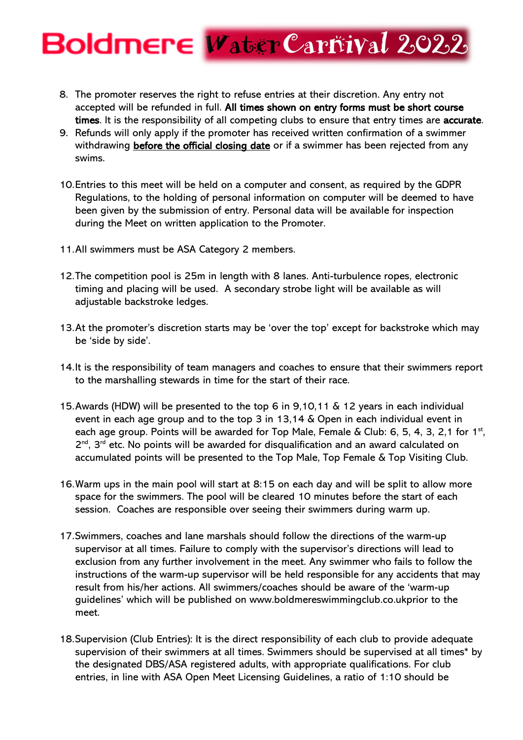8. The promoter reserves the right to refuse entries at their discretion. Any entry not accepted will be refunded in full. **All times shown on entry forms must be short course times**. It is the responsibility of all competing clubs to ensure that entry times are **accurate**.
9. Refunds will only apply if the promoter has received written confirmation of a swimmer withdrawing **before the official closing date** or if a swimmer has been rejected from any swims.
10. Entries to this meet will be held on a computer and consent, as required by the GDPR Regulations, to the holding of personal information on computer will be deemed to have been given by the submission of entry. Personal data will be available for inspection during the Meet on written application to the Promoter.
11. All swimmers must be ASA Category 2 members.
12. The competition pool is 25m in length with 8 lanes. Anti-turbulence ropes, electronic timing and placing will be used. A secondary strobe light will be available as will adjustable backstroke ledges.
13. At the promoter's discretion starts may be 'over the top' except for backstroke which may be 'side by side'.
14. It is the responsibility of team managers and coaches to ensure that their swimmers report to the marshalling stewards in time for the start of their race.
15. Awards (HDW) will be presented to the top 6 in 9,10,11 & 12 years in each individual event in each age group and to the top 3 in 13,14 & Open in each individual event in each age group. Points will be awarded for Top Male, Female & Club: 6, 5, 4, 3, 2,1 for 1st, 2nd, 3rd etc. No points will be awarded for disqualification and an award calculated on accumulated points will be presented to the Top Male, Top Female & Top Visiting Club.
16. Warm ups in the main pool will start at 8:15 on each day and will be split to allow more space for the swimmers. The pool will be cleared 10 minutes before the start of each session. Coaches are responsible over seeing their swimmers during warm up.
17. Swimmers, coaches and lane marshals should follow the directions of the warm-up supervisor at all times. Failure to comply with the supervisor's directions will lead to exclusion from any further involvement in the meet. Any swimmer who fails to follow the instructions of the warm-up supervisor will be held responsible for any accidents that may result from his/her actions. All swimmers/coaches should be aware of the 'warm-up guidelines' which will be published on www.boldmereswimmingclub.co.ukprior to the meet.
18. Supervision (Club Entries): It is the direct responsibility of each club to provide adequate supervision of their swimmers at all times. Swimmers should be supervised at all times* by the designated DBS/ASA registered adults, with appropriate qualifications. For club entries, in line with ASA Open Meet Licensing Guidelines, a ratio of 1:10 should be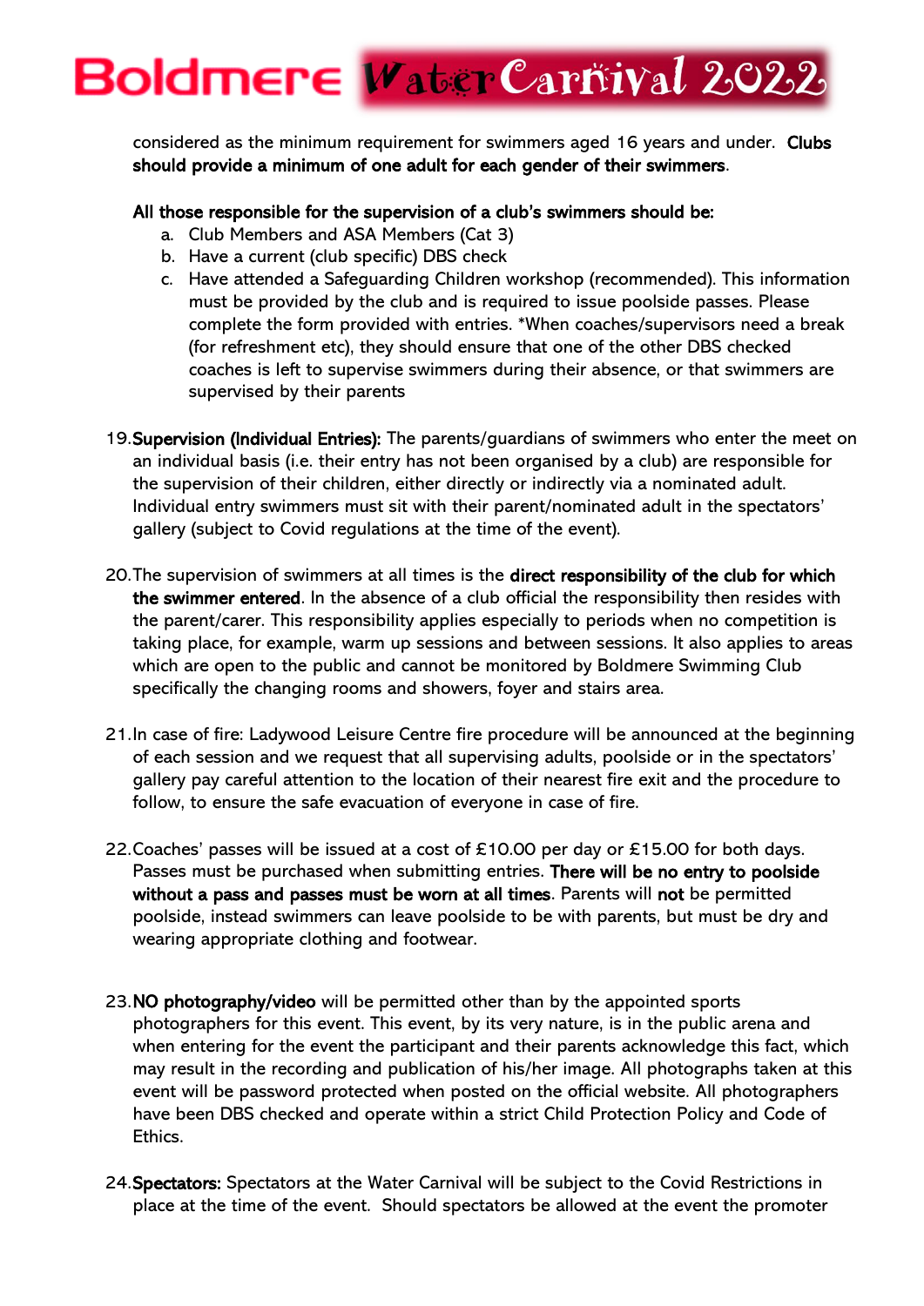considered as the minimum requirement for swimmers aged 16 years and under. **Clubs should provide a minimum of one adult for each gender of their swimmers**.

**All those responsible for the supervision of a club's swimmers should be:**

a. Club Members and ASA Members (Cat 3)
b. Have a current (club specific) DBS check
c. Have attended a Safeguarding Children workshop (recommended). This information must be provided by the club and is required to issue poolside passes. Please complete the form provided with entries. *When coaches/supervisors need a break (for refreshment etc), they should ensure that one of the other DBS checked coaches is left to supervise swimmers during their absence, or that swimmers are supervised by their parents

19. **Supervision (Individual Entries):** The parents/guardians of swimmers who enter the meet on an individual basis (i.e. their entry has not been organised by a club) are responsible for the supervision of their children, either directly or indirectly via a nominated adult. Individual entry swimmers must sit with their parent/nominated adult in the spectators' gallery (subject to Covid regulations at the time of the event).

20. The supervision of swimmers at all times is the **direct responsibility of the club for which the swimmer entered**. In the absence of a club official the responsibility then resides with the parent/carer. This responsibility applies especially to periods when no competition is taking place, for example, warm up sessions and between sessions. It also applies to areas which are open to the public and cannot be monitored by Boldmere Swimming Club specifically the changing rooms and showers, foyer and stairs area.

21. In case of fire: Ladywood Leisure Centre fire procedure will be announced at the beginning of each session and we request that all supervising adults, poolside or in the spectators' gallery pay careful attention to the location of their nearest fire exit and the procedure to follow, to ensure the safe evacuation of everyone in case of fire.

22. Coaches' passes will be issued at a cost of £10.00 per day or £15.00 for both days. Passes must be purchased when submitting entries. **There will be no entry to poolside without a pass and passes must be worn at all times**. Parents will **not** be permitted poolside, instead swimmers can leave poolside to be with parents, but must be dry and wearing appropriate clothing and footwear.

23. **NO photography/video** will be permitted other than by the appointed sports photographers for this event. This event, by its very nature, is in the public arena and when entering for the event the participant and their parents acknowledge this fact, which may result in the recording and publication of his/her image. All photographs taken at this event will be password protected when posted on the official website. All photographers have been DBS checked and operate within a strict Child Protection Policy and Code of Ethics.

24. **Spectators:** Spectators at the Water Carnival will be subject to the Covid Restrictions in place at the time of the event. Should spectators be allowed at the event the promoter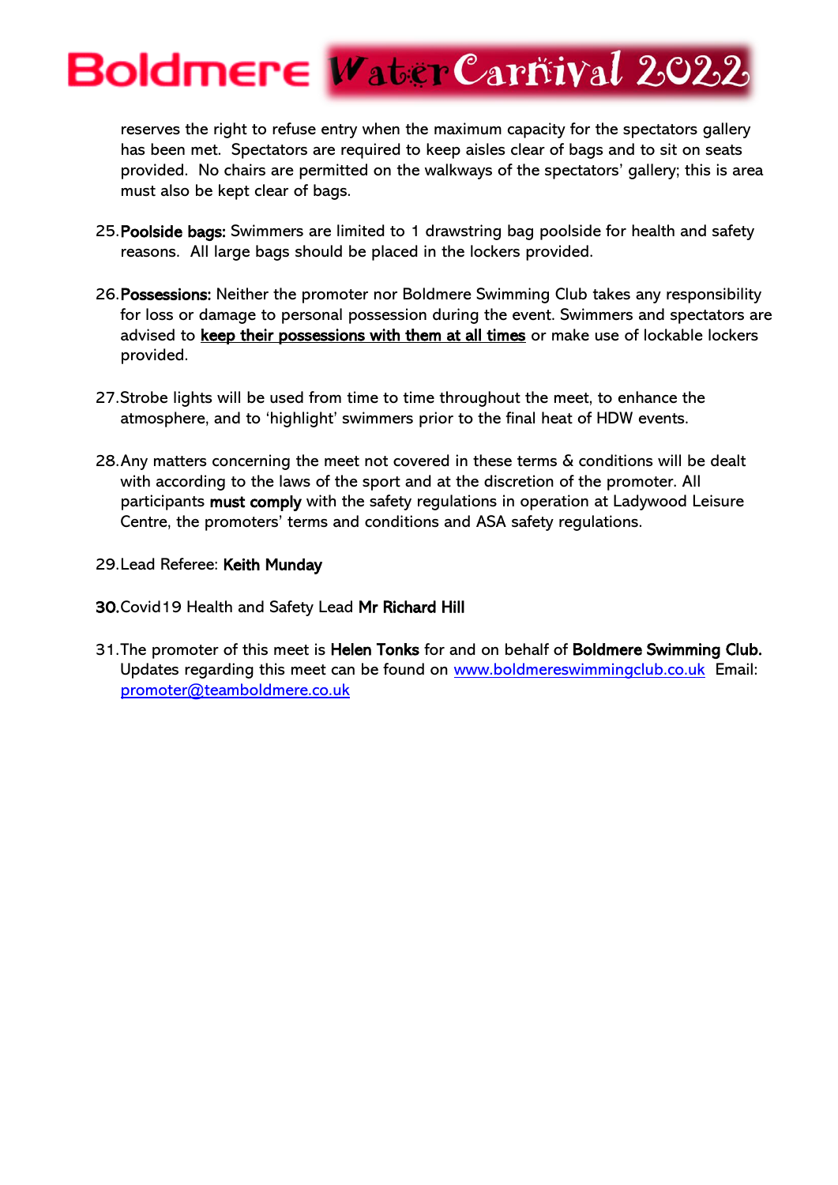reserves the right to refuse entry when the maximum capacity for the spectators gallery has been met. Spectators are required to keep aisles clear of bags and to sit on seats provided. No chairs are permitted on the walkways of the spectators' gallery; this is area must also be kept clear of bags.

25. **Poolside bags:** Swimmers are limited to 1 drawstring bag poolside for health and safety reasons. All large bags should be placed in the lockers provided.

26. **Possessions:** Neither the promoter nor Boldmere Swimming Club takes any responsibility for loss or damage to personal possession during the event. Swimmers and spectators are advised to **<u>keep their possessions with them at all times</u>** or make use of lockable lockers provided.

27. Strobe lights will be used from time to time throughout the meet, to enhance the atmosphere, and to 'highlight' swimmers prior to the final heat of HDW events.

28. Any matters concerning the meet not covered in these terms & conditions will be dealt with according to the laws of the sport and at the discretion of the promoter. All participants **must comply** with the safety regulations in operation at Ladywood Leisure Centre, the promoters' terms and conditions and ASA safety regulations.

29. Lead Referee: **Keith Munday**

**30.** Covid19 Health and Safety Lead **Mr Richard Hill**

31. The promoter of this meet is **Helen Tonks** for and on behalf of **Boldmere Swimming Club.** Updates regarding this meet can be found on [www.boldmereswimmingclub.co.uk](http://www.boldmereswimmingclub.co.uk) Email: [promoter@teamboldmere.co.uk](mailto:promoter@teamboldmere.co.uk)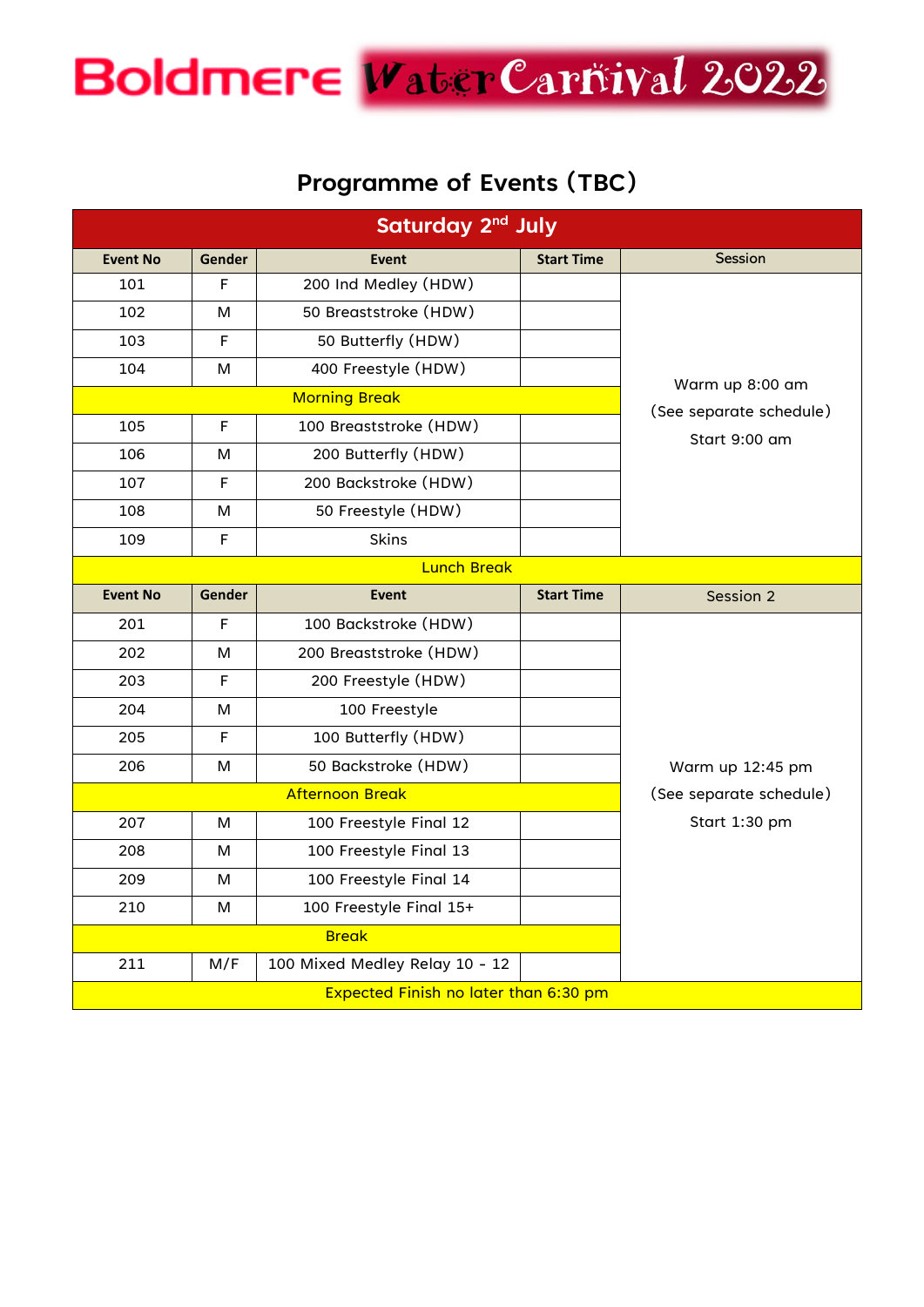# Boldmere Water Carnival 2022

## Programme of Events (TBC)

| Saturday 2nd July | | | | |
|---|---|---|---|---|
| **Event No** | **Gender** | **Event** | **Start Time** | **Session** |
| 101 | F | 200 Ind Medley (HDW) | | Warm up 8:00 am (See separate schedule) Start 9:00 am |
| 102 | M | 50 Breaststroke (HDW) | | |
| 103 | F | 50 Butterfly (HDW) | | |
| 104 | M | 400 Freestyle (HDW) | | |
| Morning Break | | | | |
| 105 | F | 100 Breaststroke (HDW) | | |
| 106 | M | 200 Butterfly (HDW) | | |
| 107 | F | 200 Backstroke (HDW) | | |
| 108 | M | 50 Freestyle (HDW) | | |
| 109 | F | Skins | | |
| Lunch Break | | | | |
| **Event No** | **Gender** | **Event** | **Start Time** | **Session 2** |
| 201 | F | 100 Backstroke (HDW) | | Warm up 12:45 pm (See separate schedule) Start 1:30 pm |
| 202 | M | 200 Breaststroke (HDW) | | |
| 203 | F | 200 Freestyle (HDW) | | |
| 204 | M | 100 Freestyle | | |
| 205 | F | 100 Butterfly (HDW) | | |
| 206 | M | 50 Backstroke (HDW) | | |
| Afternoon Break | | | | |
| 207 | M | 100 Freestyle Final 12 | | |
| 208 | M | 100 Freestyle Final 13 | | |
| 209 | M | 100 Freestyle Final 14 | | |
| 210 | M | 100 Freestyle Final 15+ | | |
| Break | | | | |
| 211 | M/F | 100 Mixed Medley Relay 10 - 12 | | |
| Expected Finish no later than 6:30 pm | | | | |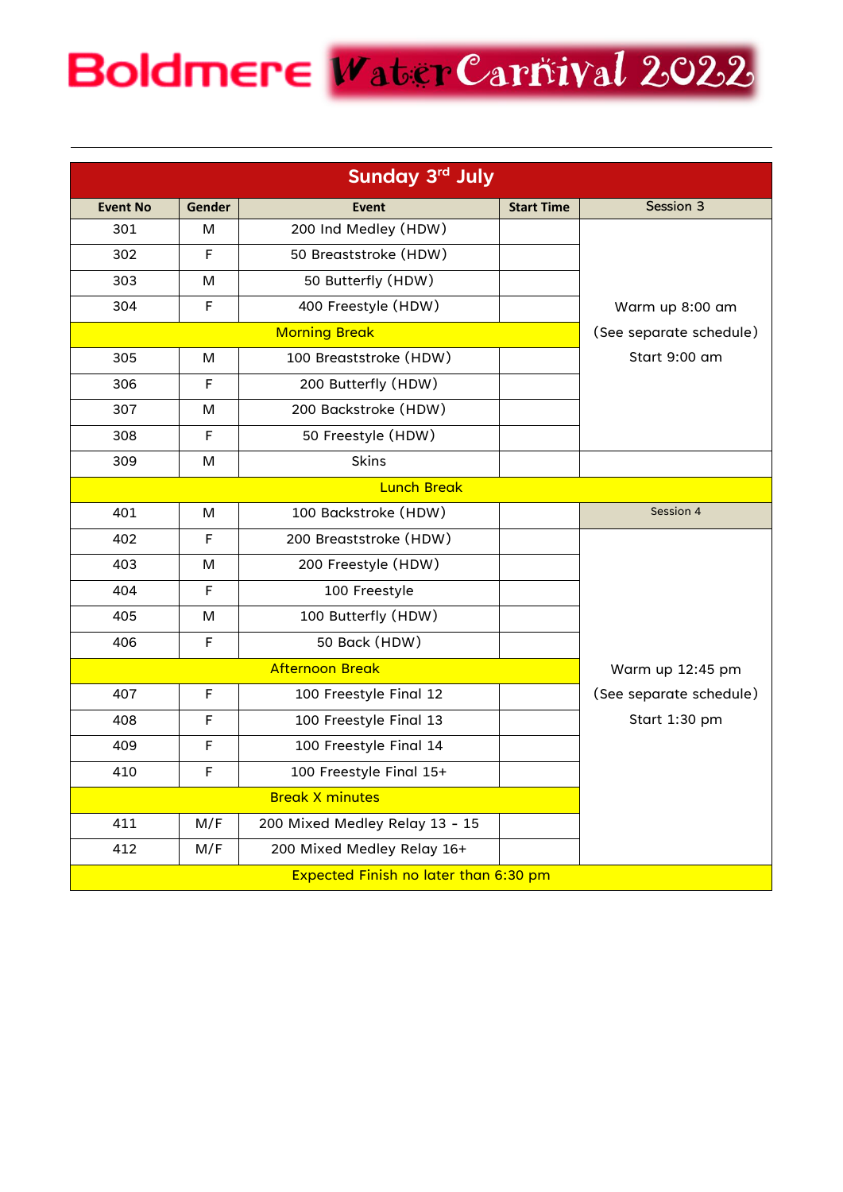# Boldmere Water Carnival 2022

| Sunday 3rd July | | | | |
|---|---|---|---|---|
| Event No | Gender | Event | Start Time | Session 3 |
| 301 | M | 200 Ind Medley (HDW) | | Warm up 8:00 am (See separate schedule) Start 9:00 am |
| 302 | F | 50 Breaststroke (HDW) | | |
| 303 | M | 50 Butterfly (HDW) | | |
| 304 | F | 400 Freestyle (HDW) | | |
| Morning Break | | | | |
| 305 | M | 100 Breaststroke (HDW) | | |
| 306 | F | 200 Butterfly (HDW) | | |
| 307 | M | 200 Backstroke (HDW) | | |
| 308 | F | 50 Freestyle (HDW) | | |
| 309 | M | Skins | | |
| Lunch Break | | | | |
| 401 | M | 100 Backstroke (HDW) | | Session 4 |
| 402 | F | 200 Breaststroke (HDW) | | Warm up 12:45 pm (See separate schedule) Start 1:30 pm |
| 403 | M | 200 Freestyle (HDW) | | |
| 404 | F | 100 Freestyle | | |
| 405 | M | 100 Butterfly (HDW) | | |
| 406 | F | 50 Back (HDW) | | |
| Afternoon Break | | | | |
| 407 | F | 100 Freestyle Final 12 | | |
| 408 | F | 100 Freestyle Final 13 | | |
| 409 | F | 100 Freestyle Final 14 | | |
| 410 | F | 100 Freestyle Final 15+ | | |
| Break X minutes | | | | |
| 411 | M/F | 200 Mixed Medley Relay 13 - 15 | | |
| 412 | M/F | 200 Mixed Medley Relay 16+ | | |
| Expected Finish no later than 6:30 pm | | | | |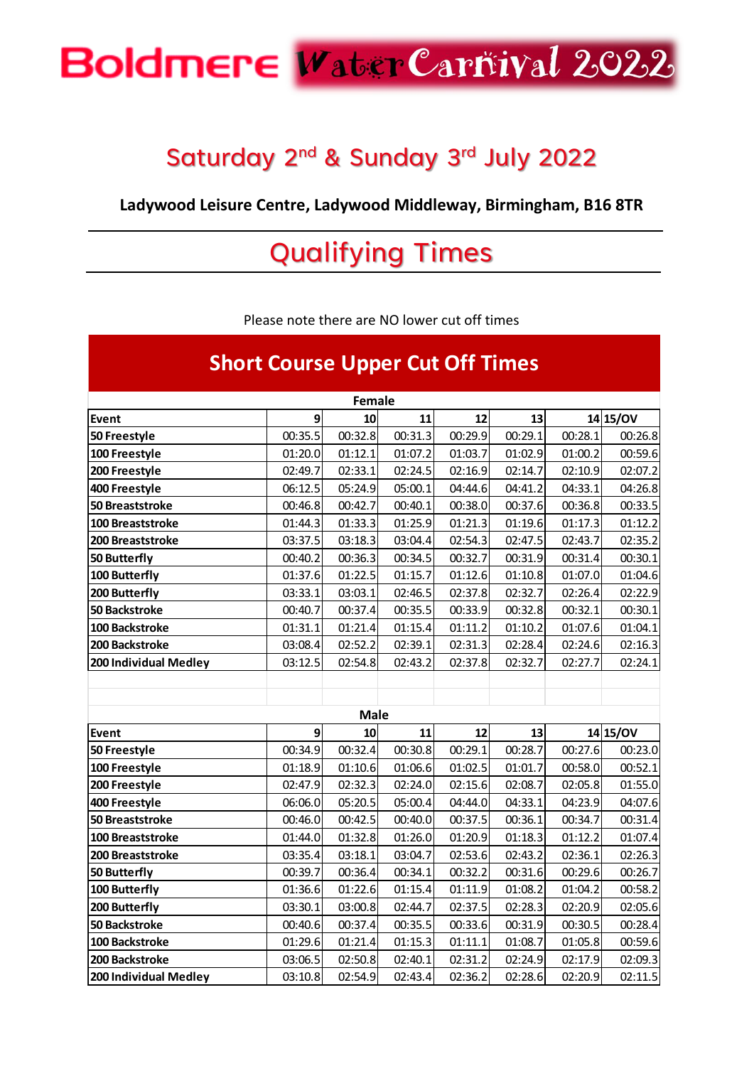# Boldmere Water Carnival 2022

## Saturday 2nd & Sunday 3rd July 2022

**Ladywood Leisure Centre, Ladywood Middleway, Birmingham, B16 8TR**

## Qualifying Times

Please note there are NO lower cut off times

### Short Course Upper Cut Off Times

**Female**

| Event | 9 | 10 | 11 | 12 | 13 | 14 | 15/OV |
|---|---|---|---|---|---|---|---|
| 50 Freestyle | 00:35.5 | 00:32.8 | 00:31.3 | 00:29.9 | 00:29.1 | 00:28.1 | 00:26.8 |
| 100 Freestyle | 01:20.0 | 01:12.1 | 01:07.2 | 01:03.7 | 01:02.9 | 01:00.2 | 00:59.6 |
| 200 Freestyle | 02:49.7 | 02:33.1 | 02:24.5 | 02:16.9 | 02:14.7 | 02:10.9 | 02:07.2 |
| 400 Freestyle | 06:12.5 | 05:24.9 | 05:00.1 | 04:44.6 | 04:41.2 | 04:33.1 | 04:26.8 |
| 50 Breaststroke | 00:46.8 | 00:42.7 | 00:40.1 | 00:38.0 | 00:37.6 | 00:36.8 | 00:33.5 |
| 100 Breaststroke | 01:44.3 | 01:33.3 | 01:25.9 | 01:21.3 | 01:19.6 | 01:17.3 | 01:12.2 |
| 200 Breaststroke | 03:37.5 | 03:18.3 | 03:04.4 | 02:54.3 | 02:47.5 | 02:43.7 | 02:35.2 |
| 50 Butterfly | 00:40.2 | 00:36.3 | 00:34.5 | 00:32.7 | 00:31.9 | 00:31.4 | 00:30.1 |
| 100 Butterfly | 01:37.6 | 01:22.5 | 01:15.7 | 01:12.6 | 01:10.8 | 01:07.0 | 01:04.6 |
| 200 Butterfly | 03:33.1 | 03:03.1 | 02:46.5 | 02:37.8 | 02:32.7 | 02:26.4 | 02:22.9 |
| 50 Backstroke | 00:40.7 | 00:37.4 | 00:35.5 | 00:33.9 | 00:32.8 | 00:32.1 | 00:30.1 |
| 100 Backstroke | 01:31.1 | 01:21.4 | 01:15.4 | 01:11.2 | 01:10.2 | 01:07.6 | 01:04.1 |
| 200 Backstroke | 03:08.4 | 02:52.2 | 02:39.1 | 02:31.3 | 02:28.4 | 02:24.6 | 02:16.3 |
| 200 Individual Medley | 03:12.5 | 02:54.8 | 02:43.2 | 02:37.8 | 02:32.7 | 02:27.7 | 02:24.1 |

**Male**

| Event | 9 | 10 | 11 | 12 | 13 | 14 | 15/OV |
|---|---|---|---|---|---|---|---|
| 50 Freestyle | 00:34.9 | 00:32.4 | 00:30.8 | 00:29.1 | 00:28.7 | 00:27.6 | 00:23.0 |
| 100 Freestyle | 01:18.9 | 01:10.6 | 01:06.6 | 01:02.5 | 01:01.7 | 00:58.0 | 00:52.1 |
| 200 Freestyle | 02:47.9 | 02:32.3 | 02:24.0 | 02:15.6 | 02:08.7 | 02:05.8 | 01:55.0 |
| 400 Freestyle | 06:06.0 | 05:20.5 | 05:00.4 | 04:44.0 | 04:33.1 | 04:23.9 | 04:07.6 |
| 50 Breaststroke | 00:46.0 | 00:42.5 | 00:40.0 | 00:37.5 | 00:36.1 | 00:34.7 | 00:31.4 |
| 100 Breaststroke | 01:44.0 | 01:32.8 | 01:26.0 | 01:20.9 | 01:18.3 | 01:12.2 | 01:07.4 |
| 200 Breaststroke | 03:35.4 | 03:18.1 | 03:04.7 | 02:53.6 | 02:43.2 | 02:36.1 | 02:26.3 |
| 50 Butterfly | 00:39.7 | 00:36.4 | 00:34.1 | 00:32.2 | 00:31.6 | 00:29.6 | 00:26.7 |
| 100 Butterfly | 01:36.6 | 01:22.6 | 01:15.4 | 01:11.9 | 01:08.2 | 01:04.2 | 00:58.2 |
| 200 Butterfly | 03:30.1 | 03:00.8 | 02:44.7 | 02:37.5 | 02:28.3 | 02:20.9 | 02:05.6 |
| 50 Backstroke | 00:40.6 | 00:37.4 | 00:35.5 | 00:33.6 | 00:31.9 | 00:30.5 | 00:28.4 |
| 100 Backstroke | 01:29.6 | 01:21.4 | 01:15.3 | 01:11.1 | 01:08.7 | 01:05.8 | 00:59.6 |
| 200 Backstroke | 03:06.5 | 02:50.8 | 02:40.1 | 02:31.2 | 02:24.9 | 02:17.9 | 02:09.3 |
| 200 Individual Medley | 03:10.8 | 02:54.9 | 02:43.4 | 02:36.2 | 02:28.6 | 02:20.9 | 02:11.5 |